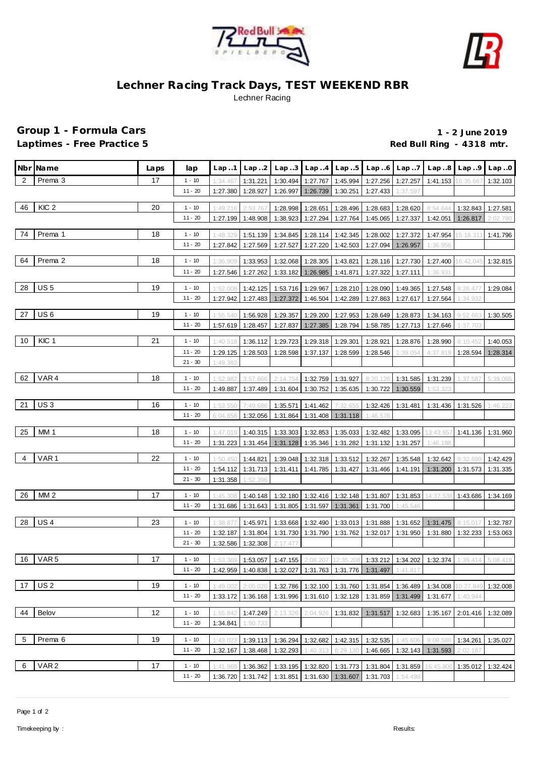# Lechner Racing Track Days, TEST WEEKEND RBR

Lechner Racing

## Group 1 - Formula Cars

**1 - 2 June 2019**

### Laptimes - Free Practice 5

**Red Bull Ring - 4318 mtr.**

| Nbr | Name | Laps | lap | Lap..1 | Lap..2 | Lap..3 | Lap..4 | Lap..5 | Lap..6 | Lap..7 | Lap..8 | Lap..9 | Lap..0 |
|---|---|---|---|---|---|---|---|---|---|---|---|---|---|
| 2 | Prema 3 | 17 | 1 - 10 | 1:34.467 | 1:31.221 | 1:30.494 | 1:27.767 | 1:45.994 | 1:27.256 | 1:27.257 | 1:41.153 | 16:35.667 | 1:32.103 |
| | | | 11 - 20 | 1:27.380 | 1:28.927 | 1:26.997 | 1:26.739 | 1:30.251 | 1:27.433 | 1:37.597 | | | |
| 46 | KIC 2 | 20 | 1 - 10 | 1:49.216 | 2:53.767 | 1:28.998 | 1:28.651 | 1:28.496 | 1:28.683 | 1:28.620 | 8:54.644 | 1:32.843 | 1:27.581 |
| | | | 11 - 20 | 1:27.199 | 1:48.908 | 1:38.923 | 1:27.294 | 1:27.764 | 1:45.065 | 1:27.337 | 1:42.051 | 1:26.817 | 2:02.780 |
| 74 | Prema 1 | 18 | 1 - 10 | 1:48.329 | 1:51.139 | 1:34.845 | 1:28.114 | 1:42.345 | 1:28.002 | 1:27.372 | 1:47.954 | 15:18.311 | 1:41.796 |
| | | | 11 - 20 | 1:27.842 | 1:27.569 | 1:27.527 | 1:27.220 | 1:42.503 | 1:27.094 | 1:26.957 | 1:36.956 | | |
| 64 | Prema 2 | 18 | 1 - 10 | 1:36.909 | 1:33.953 | 1:32.068 | 1:28.305 | 1:43.821 | 1:28.116 | 1:27.730 | 1:27.400 | 16:42.045 | 1:32.815 |
| | | | 11 - 20 | 1:27.546 | 1:27.262 | 1:33.182 | 1:26.985 | 1:41.871 | 1:27.322 | 1:27.111 | 1:36.931 | | |
| 28 | US 5 | 19 | 1 - 10 | 1:52.008 | 1:42.125 | 1:53.716 | 1:29.967 | 1:28.210 | 1:28.090 | 1:49.365 | 1:27.548 | 8:26.477 | 1:29.084 |
| | | | 11 - 20 | 1:27.942 | 1:27.483 | 1:27.372 | 1:46.504 | 1:42.289 | 1:27.863 | 1:27.617 | 1:27.564 | 1:34.932 | |
| 27 | US 6 | 19 | 1 - 10 | 1:55.540 | 1:56.928 | 1:29.357 | 1:29.200 | 1:27.953 | 1:28.649 | 1:28.873 | 1:34.163 | 9:52.663 | 1:30.505 |
| | | | 11 - 20 | 1:57.619 | 1:28.457 | 1:27.837 | 1:27.385 | 1:28.794 | 1:58.785 | 1:27.713 | 1:27.646 | 1:37.703 | |
| 10 | KIC 1 | 21 | 1 - 10 | 1:40.518 | 1:36.112 | 1:29.723 | 1:29.318 | 1:29.301 | 1:28.921 | 1:28.876 | 1:28.990 | 8:10.452 | 1:40.053 |
| | | | 11 - 20 | 1:29.125 | 1:28.503 | 1:28.598 | 1:37.137 | 1:28.599 | 1:28.546 | 1:39.054 | 4:37.819 | 1:28.594 | 1:28.314 |
| | | | 21 - 30 | 1:49.382 | | | | | | | | | |
| 62 | VAR 4 | 18 | 1 - 10 | 1:52.982 | 3:57.666 | 2:14.754 | 1:32.759 | 1:31.927 | 8:20.128 | 1:31.585 | 1:31.239 | 1:37.587 | 5:39.065 |
| | | | 11 - 20 | 1:49.887 | 1:37.489 | 1:31.604 | 1:30.752 | 1:35.635 | 1:30.722 | 1:30.559 | 1:53.323 | | |
| 21 | US 3 | 16 | 1 - 10 | 1:53.550 | 7:49.686 | 1:35.571 | 1:41.462 | 7:32.655 | 1:32.426 | 1:31.481 | 1:31.436 | 1:31.526 | 1:46.223 |
| | | | 11 - 20 | 6:04.858 | 1:32.056 | 1:31.864 | 1:31.408 | 1:31.118 | 1:46.578 | | | | |
| 25 | MM 1 | 18 | 1 - 10 | 1:47.019 | 1:40.315 | 1:33.303 | 1:32.853 | 1:35.033 | 1:32.482 | 1:33.095 | 13:43.657 | 1:41.136 | 1:31.960 |
| | | | 11 - 20 | 1:31.223 | 1:31.454 | 1:31.128 | 1:35.346 | 1:31.282 | 1:31.132 | 1:31.257 | 1:46.198 | | |
| 4 | VAR 1 | 22 | 1 - 10 | 1:50.450 | 1:44.821 | 1:39.048 | 1:32.318 | 1:33.512 | 1:32.267 | 1:35.548 | 1:32.642 | 9:32.699 | 1:42.429 |
| | | | 11 - 20 | 1:54.112 | 1:31.713 | 1:31.411 | 1:41.785 | 1:31.427 | 1:31.466 | 1:41.191 | 1:31.200 | 1:31.573 | 1:31.335 |
| | | | 21 - 30 | 1:31.358 | 1:52.396 | | | | | | | | |
| 26 | MM 2 | 17 | 1 - 10 | 1:45.308 | 1:40.148 | 1:32.180 | 1:32.416 | 1:32.148 | 1:31.807 | 1:31.853 | 14:37.538 | 1:43.686 | 1:34.169 |
| | | | 11 - 20 | 1:31.686 | 1:31.643 | 1:31.805 | 1:31.597 | 1:31.361 | 1:31.700 | 1:45.546 | | | |
| 28 | US 4 | 23 | 1 - 10 | 1:38.877 | 1:45.971 | 1:33.668 | 1:32.490 | 1:33.013 | 1:31.888 | 1:31.652 | 1:31.475 | 8:15.017 | 1:32.787 |
| | | | 11 - 20 | 1:32.187 | 1:31.804 | 1:31.730 | 1:31.790 | 1:31.762 | 1:32.017 | 1:31.950 | 1:31.880 | 1:32.233 | 1:53.063 |
| | | | 21 - 30 | 1:32.586 | 1:32.308 | 2:17.477 | | | | | | | |
| 16 | VAR 5 | 17 | 1 - 10 | 1:53.369 | 1:53.057 | 1:47.155 | 2:08.207 | 12:35.208 | 1:33.212 | 1:34.202 | 1:32.374 | 1:39.414 | 5:08.419 |
| | | | 11 - 20 | 1:42.959 | 1:40.838 | 1:32.027 | 1:31.763 | 1:31.776 | 1:31.497 | 1:41.817 | | | |
| 17 | US 2 | 19 | 1 - 10 | 1:49.002 | 2:05.020 | 1:32.786 | 1:32.100 | 1:31.760 | 1:31.854 | 1:36.489 | 1:34.008 | 10:27.849 | 1:32.008 |
| | | | 11 - 20 | 1:33.172 | 1:36.168 | 1:31.996 | 1:31.610 | 1:32.128 | 1:31.859 | 1:31.499 | 1:31.677 | 1:40.944 | |
| 44 | Belov | 12 | 1 - 10 | 1:55.842 | 1:47.249 | 2:13.326 | 2:04.926 | 1:31.832 | 1:31.517 | 1:32.683 | 1:35.167 | 2:01.416 | 1:32.089 |
| | | | 11 - 20 | 1:34.841 | 1:50.733 | | | | | | | | |
| 5 | Prema 6 | 19 | 1 - 10 | 1:43.023 | 1:39.113 | 1:36.294 | 1:32.682 | 1:42.315 | 1:32.535 | 1:45.606 | 9:09.588 | 1:34.261 | 1:35.027 |
| | | | 11 - 20 | 1:32.167 | 1:38.468 | 1:32.293 | 1:40.313 | 6:29.130 | 1:46.665 | 1:32.143 | 1:31.593 | 2:02.187 | |
| 6 | VAR 2 | 17 | 1 - 10 | 1:41.969 | 1:36.362 | 1:33.195 | 1:32.820 | 1:31.773 | 1:31.804 | 1:31.859 | 16:45.800 | 1:35.012 | 1:32.424 |
| | | | 11 - 20 | 1:36.720 | 1:31.742 | 1:31.851 | 1:31.630 | 1:31.607 | 1:31.703 | 1:54.498 | | | |

Timekeeping by : Results: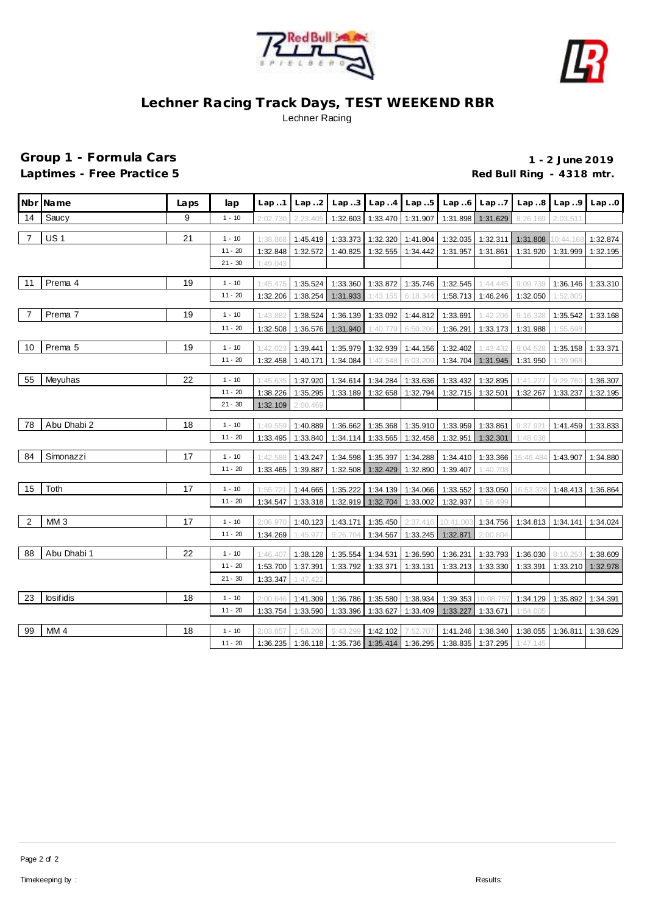# Lechner Racing Track Days, TEST WEEKEND RBR

Lechner Racing

## Group 1 - Formula Cars

**1 - 2 June 2019**

**Laptimes - Free Practice 5**

**Red Bull Ring - 4318 mtr.**

| Nbr | Name | Laps | lap | Lap..1 | Lap..2 | Lap..3 | Lap..4 | Lap..5 | Lap..6 | Lap..7 | Lap..8 | Lap..9 | Lap..0 |
|---|---|---|---|---|---|---|---|---|---|---|---|---|---|
| 14 | Saucy | 9 | 1 - 10 | 2:02.730 | 2:23.405 | 1:32.603 | 1:33.470 | 1:31.907 | 1:31.898 | 1:31.629 | 8:26.169 | 2:03.511 | |
| 7 | US 1 | 21 | 1 - 10 | 1:38.868 | 1:45.419 | 1:33.373 | 1:32.320 | 1:41.804 | 1:32.035 | 1:32.311 | 1:31.808 | 10:44.168 | 1:32.874 |
| | | | 11 - 20 | 1:32.848 | 1:32.572 | 1:40.825 | 1:32.555 | 1:34.442 | 1:31.957 | 1:31.861 | 1:31.920 | 1:31.999 | 1:32.195 |
| | | | 21 - 30 | 1:49.043 | | | | | | | | | |
| 11 | Prema 4 | 19 | 1 - 10 | 1:45.475 | 1:35.524 | 1:33.360 | 1:33.872 | 1:35.746 | 1:32.545 | 1:44.445 | 9:09.739 | 1:36.146 | 1:33.310 |
| | | | 11 - 20 | 1:32.206 | 1:38.254 | 1:31.933 | 1:43.155 | 6:18.344 | 1:58.713 | 1:46.246 | 1:32.050 | 1:52.805 | |
| 7 | Prema 7 | 19 | 1 - 10 | 1:43.882 | 1:38.524 | 1:36.139 | 1:33.092 | 1:44.812 | 1:33.691 | 1:42.206 | 9:16.328 | 1:35.542 | 1:33.168 |
| | | | 11 - 20 | 1:32.508 | 1:36.576 | 1:31.940 | 1:40.779 | 6:50.206 | 1:36.291 | 1:33.173 | 1:31.988 | 1:55.598 | |
| 10 | Prema 5 | 19 | 1 - 10 | 1:42.023 | 1:39.441 | 1:35.979 | 1:32.939 | 1:44.156 | 1:32.402 | 1:43.432 | 9:04.528 | 1:35.158 | 1:33.371 |
| | | | 11 - 20 | 1:32.458 | 1:40.171 | 1:34.084 | 1:42.548 | 6:03.209 | 1:34.704 | 1:31.945 | 1:31.950 | 1:39.968 | |
| 55 | Meyuhas | 22 | 1 - 10 | 1:45.635 | 1:37.920 | 1:34.614 | 1:34.284 | 1:33.636 | 1:33.432 | 1:32.895 | 1:41.227 | 9:29.760 | 1:36.307 |
| | | | 11 - 20 | 1:38.226 | 1:35.295 | 1:33.189 | 1:32.658 | 1:32.794 | 1:32.715 | 1:32.501 | 1:32.267 | 1:33.237 | 1:32.195 |
| | | | 21 - 30 | 1:32.109 | 2:00.469 | | | | | | | | |
| 78 | Abu Dhabi 2 | 18 | 1 - 10 | 1:49.559 | 1:40.889 | 1:36.662 | 1:35.368 | 1:35.910 | 1:33.959 | 1:33.861 | 9:37.921 | 1:41.459 | 1:33.833 |
| | | | 11 - 20 | 1:33.495 | 1:33.840 | 1:34.114 | 1:33.565 | 1:32.458 | 1:32.951 | 1:32.301 | 1:48.038 | | |
| 84 | Simonazzi | 17 | 1 - 10 | 1:42.588 | 1:43.247 | 1:34.598 | 1:35.397 | 1:34.288 | 1:34.410 | 1:33.366 | 15:46.484 | 1:43.907 | 1:34.880 |
| | | | 11 - 20 | 1:33.465 | 1:39.887 | 1:32.508 | 1:32.429 | 1:32.890 | 1:39.407 | 1:40.708 | | | |
| 15 | Toth | 17 | 1 - 10 | 1:55.721 | 1:44.665 | 1:35.222 | 1:34.139 | 1:34.066 | 1:33.552 | 1:33.050 | 16:53.328 | 1:48.413 | 1:36.864 |
| | | | 11 - 20 | 1:34.547 | 1:33.318 | 1:32.919 | 1:32.704 | 1:33.002 | 1:32.937 | 1:58.499 | | | |
| 2 | MM 3 | 17 | 1 - 10 | 2:06.970 | 1:40.123 | 1:43.171 | 1:35.450 | 2:37.416 | 10:41.003 | 1:34.756 | 1:34.813 | 1:34.141 | 1:34.024 |
| | | | 11 - 20 | 1:34.269 | 1:45.977 | 5:26.704 | 1:34.567 | 1:33.245 | 1:32.871 | 2:00.804 | | | |
| 88 | Abu Dhabi 1 | 22 | 1 - 10 | 1:46.407 | 1:38.128 | 1:35.554 | 1:34.531 | 1:36.590 | 1:36.231 | 1:33.793 | 1:36.030 | 8:10.253 | 1:38.609 |
| | | | 11 - 20 | 1:53.700 | 1:37.391 | 1:33.792 | 1:33.371 | 1:33.131 | 1:33.213 | 1:33.330 | 1:33.391 | 1:33.210 | 1:32.978 |
| | | | 21 - 30 | 1:33.347 | 1:47.422 | | | | | | | | |
| 23 | Iosifidis | 18 | 1 - 10 | 2:00.646 | 1:41.309 | 1:36.786 | 1:35.580 | 1:38.934 | 1:39.353 | 10:08.757 | 1:34.129 | 1:35.892 | 1:34.391 |
| | | | 11 - 20 | 1:33.754 | 1:33.590 | 1:33.396 | 1:33.627 | 1:33.409 | 1:33.227 | 1:33.671 | 1:54.005 | | |
| 99 | MM 4 | 18 | 1 - 10 | 2:03.857 | 1:58.206 | 5:43.299 | 1:42.102 | 7:52.707 | 1:41.246 | 1:38.340 | 1:38.055 | 1:36.811 | 1:38.629 |
| | | | 11 - 20 | 1:36.235 | 1:36.118 | 1:35.736 | 1:35.414 | 1:36.295 | 1:38.835 | 1:37.295 | 1:47.145 | | |

Timekeeping by :

Results: